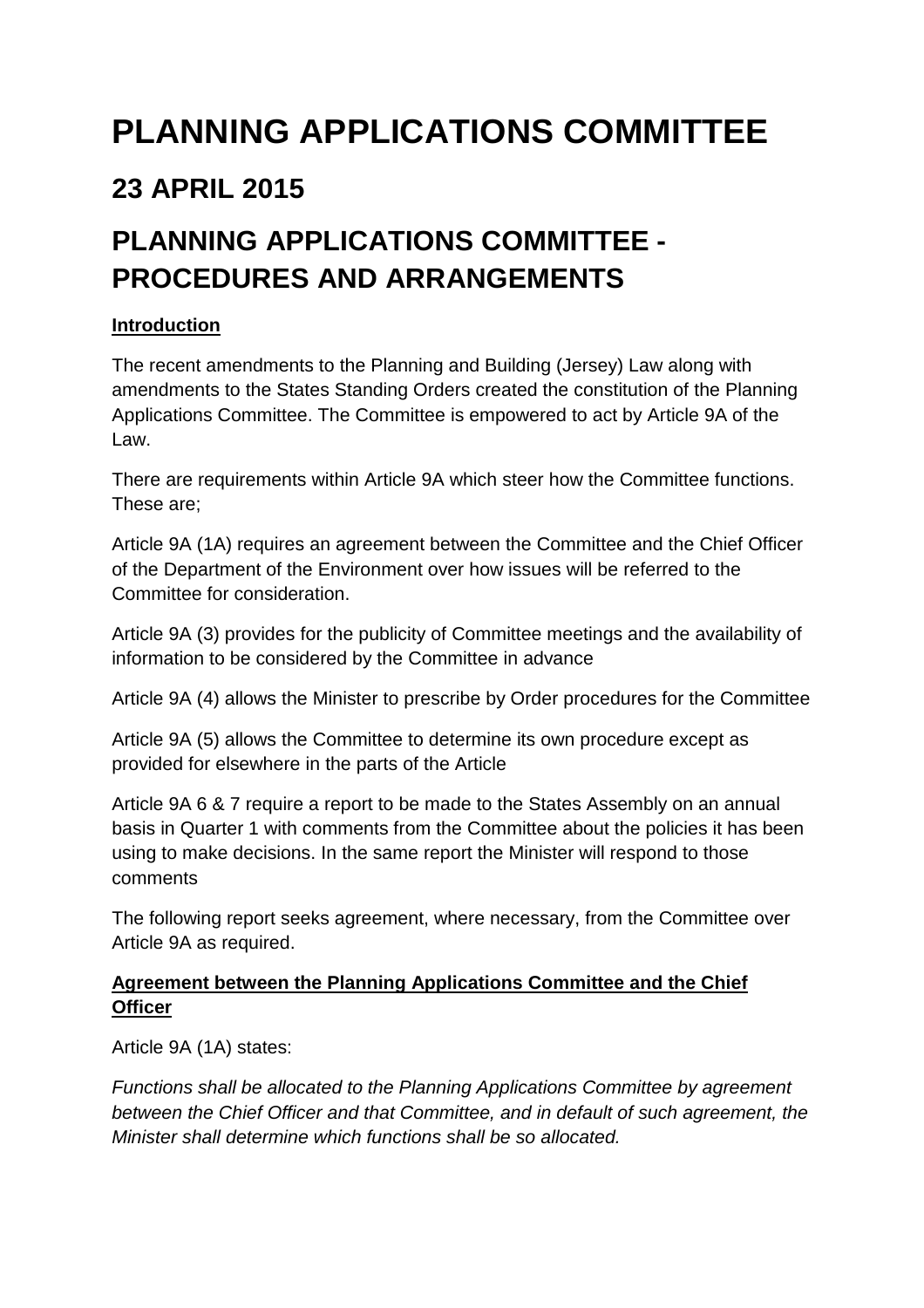# PLANNING APPLICATIONS COMMITTEE

## 23 APRIL 2015

## PLANNING APPLICATIONS COMMITTEE - PROCEDURES AND ARRANGEMENTS

**Introduction**

The recent amendments to the Planning and Building (Jersey) Law along with amendments to the States Standing Orders created the constitution of the Planning Applications Committee. The Committee is empowered to act by Article 9A of the Law.

There are requirements within Article 9A which steer how the Committee functions. These are;

Article 9A (1A) requires an agreement between the Committee and the Chief Officer of the Department of the Environment over how issues will be referred to the Committee for consideration.

Article 9A (3) provides for the publicity of Committee meetings and the availability of information to be considered by the Committee in advance

Article 9A (4) allows the Minister to prescribe by Order procedures for the Committee

Article 9A (5) allows the Committee to determine its own procedure except as provided for elsewhere in the parts of the Article

Article 9A 6 & 7 require a report to be made to the States Assembly on an annual basis in Quarter 1 with comments from the Committee about the policies it has been using to make decisions. In the same report the Minister will respond to those comments

The following report seeks agreement, where necessary, from the Committee over Article 9A as required.

**Agreement between the Planning Applications Committee and the Chief Officer**

Article 9A (1A) states:

*Functions shall be allocated to the Planning Applications Committee by agreement between the Chief Officer and that Committee, and in default of such agreement, the Minister shall determine which functions shall be so allocated.*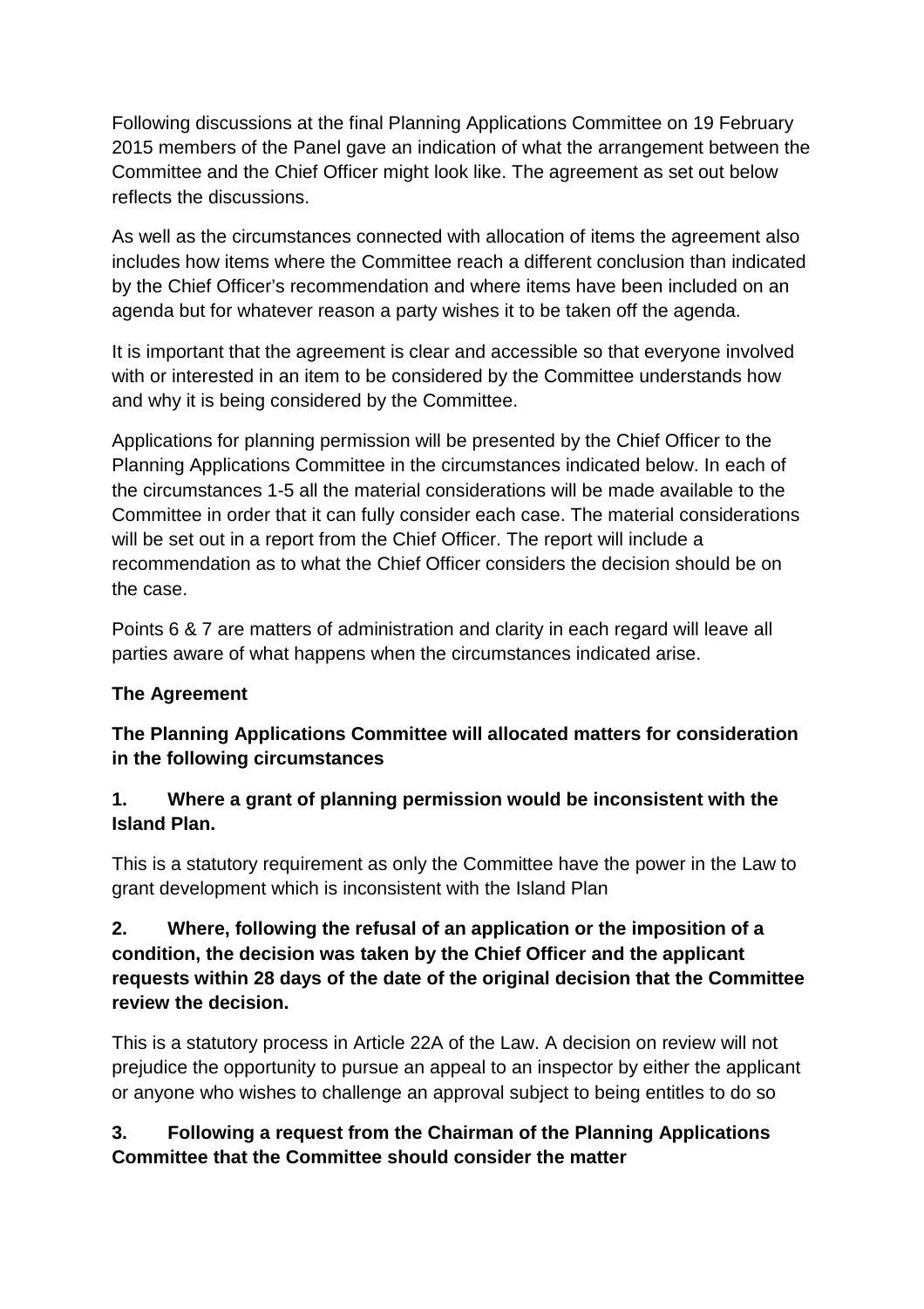Following discussions at the final Planning Applications Committee on 19 February 2015 members of the Panel gave an indication of what the arrangement between the Committee and the Chief Officer might look like. The agreement as set out below reflects the discussions.

As well as the circumstances connected with allocation of items the agreement also includes how items where the Committee reach a different conclusion than indicated by the Chief Officer's recommendation and where items have been included on an agenda but for whatever reason a party wishes it to be taken off the agenda.

It is important that the agreement is clear and accessible so that everyone involved with or interested in an item to be considered by the Committee understands how and why it is being considered by the Committee.

Applications for planning permission will be presented by the Chief Officer to the Planning Applications Committee in the circumstances indicated below. In each of the circumstances 1-5 all the material considerations will be made available to the Committee in order that it can fully consider each case. The material considerations will be set out in a report from the Chief Officer. The report will include a recommendation as to what the Chief Officer considers the decision should be on the case.

Points 6 & 7 are matters of administration and clarity in each regard will leave all parties aware of what happens when the circumstances indicated arise.

**The Agreement**

**The Planning Applications Committee will allocated matters for consideration in the following circumstances**

**1. Where a grant of planning permission would be inconsistent with the Island Plan.**

This is a statutory requirement as only the Committee have the power in the Law to grant development which is inconsistent with the Island Plan

**2. Where, following the refusal of an application or the imposition of a condition, the decision was taken by the Chief Officer and the applicant requests within 28 days of the date of the original decision that the Committee review the decision.**

This is a statutory process in Article 22A of the Law. A decision on review will not prejudice the opportunity to pursue an appeal to an inspector by either the applicant or anyone who wishes to challenge an approval subject to being entitles to do so

**3. Following a request from the Chairman of the Planning Applications Committee that the Committee should consider the matter**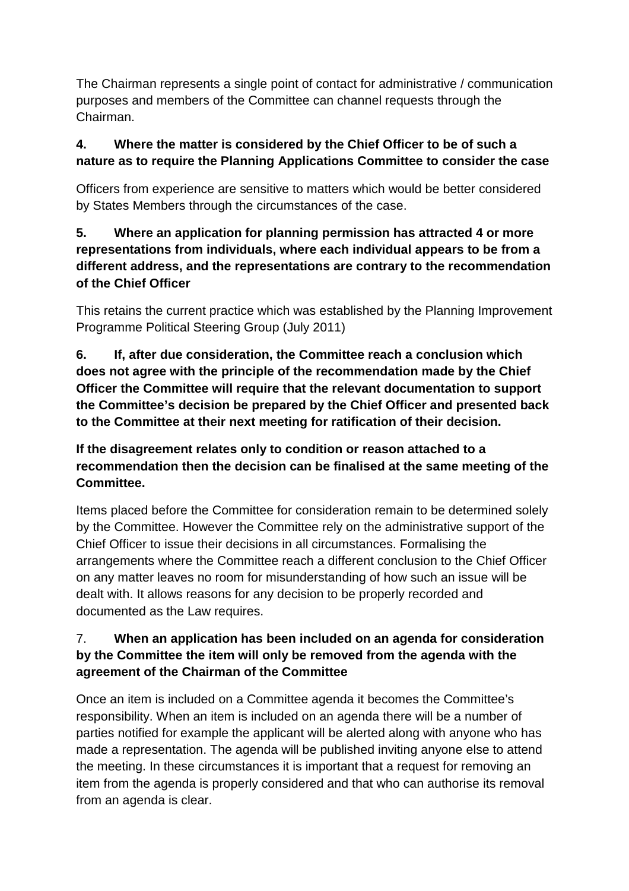The Chairman represents a single point of contact for administrative / communication purposes and members of the Committee can channel requests through the Chairman.

**4. Where the matter is considered by the Chief Officer to be of such a nature as to require the Planning Applications Committee to consider the case**

Officers from experience are sensitive to matters which would be better considered by States Members through the circumstances of the case.

**5. Where an application for planning permission has attracted 4 or more representations from individuals, where each individual appears to be from a different address, and the representations are contrary to the recommendation of the Chief Officer**

This retains the current practice which was established by the Planning Improvement Programme Political Steering Group (July 2011)

**6. If, after due consideration, the Committee reach a conclusion which does not agree with the principle of the recommendation made by the Chief Officer the Committee will require that the relevant documentation to support the Committee's decision be prepared by the Chief Officer and presented back to the Committee at their next meeting for ratification of their decision.**

**If the disagreement relates only to condition or reason attached to a recommendation then the decision can be finalised at the same meeting of the Committee.**

Items placed before the Committee for consideration remain to be determined solely by the Committee. However the Committee rely on the administrative support of the Chief Officer to issue their decisions in all circumstances. Formalising the arrangements where the Committee reach a different conclusion to the Chief Officer on any matter leaves no room for misunderstanding of how such an issue will be dealt with. It allows reasons for any decision to be properly recorded and documented as the Law requires.

7. **When an application has been included on an agenda for consideration by the Committee the item will only be removed from the agenda with the agreement of the Chairman of the Committee**

Once an item is included on a Committee agenda it becomes the Committee's responsibility. When an item is included on an agenda there will be a number of parties notified for example the applicant will be alerted along with anyone who has made a representation. The agenda will be published inviting anyone else to attend the meeting. In these circumstances it is important that a request for removing an item from the agenda is properly considered and that who can authorise its removal from an agenda is clear.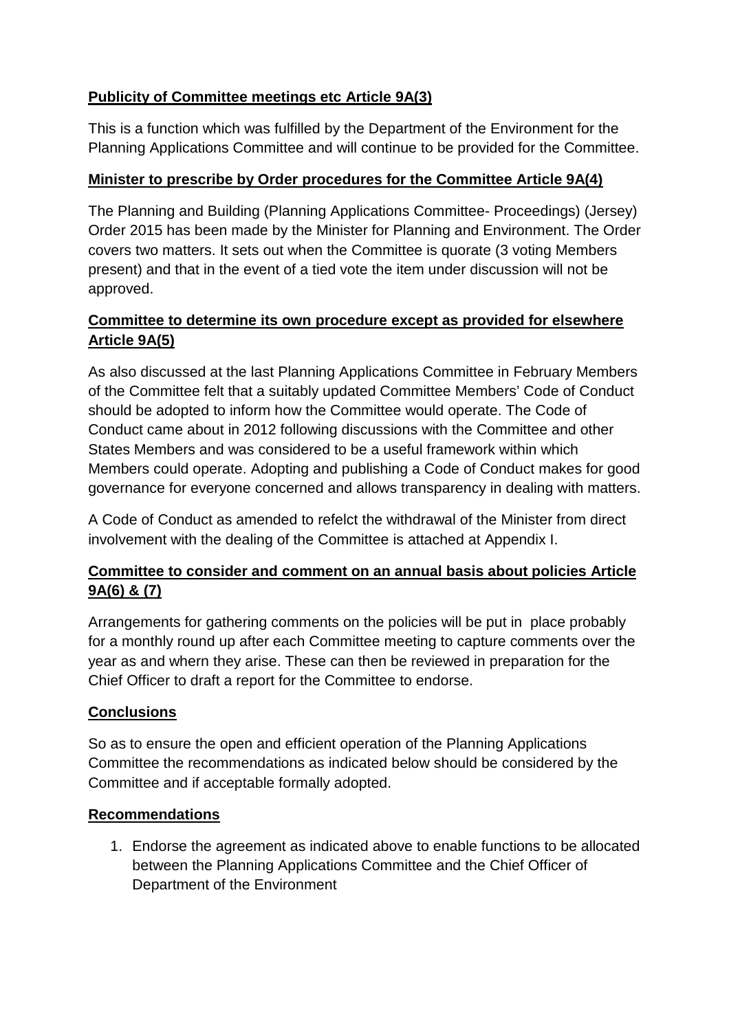**Publicity of Committee meetings etc Article 9A(3)**

This is a function which was fulfilled by the Department of the Environment for the Planning Applications Committee and will continue to be provided for the Committee.

**Minister to prescribe by Order procedures for the Committee Article 9A(4)**

The Planning and Building (Planning Applications Committee- Proceedings) (Jersey) Order 2015 has been made by the Minister for Planning and Environment. The Order covers two matters. It sets out when the Committee is quorate (3 voting Members present) and that in the event of a tied vote the item under discussion will not be approved.

**Committee to determine its own procedure except as provided for elsewhere Article 9A(5)**

As also discussed at the last Planning Applications Committee in February Members of the Committee felt that a suitably updated Committee Members' Code of Conduct should be adopted to inform how the Committee would operate. The Code of Conduct came about in 2012 following discussions with the Committee and other States Members and was considered to be a useful framework within which Members could operate. Adopting and publishing a Code of Conduct makes for good governance for everyone concerned and allows transparency in dealing with matters.

A Code of Conduct as amended to refelct the withdrawal of the Minister from direct involvement with the dealing of the Committee is attached at Appendix I.

**Committee to consider and comment on an annual basis about policies Article 9A(6) & (7)**

Arrangements for gathering comments on the policies will be put in place probably for a monthly round up after each Committee meeting to capture comments over the year as and whern they arise. These can then be reviewed in preparation for the Chief Officer to draft a report for the Committee to endorse.

**Conclusions**

So as to ensure the open and efficient operation of the Planning Applications Committee the recommendations as indicated below should be considered by the Committee and if acceptable formally adopted.

**Recommendations**

1. Endorse the agreement as indicated above to enable functions to be allocated between the Planning Applications Committee and the Chief Officer of Department of the Environment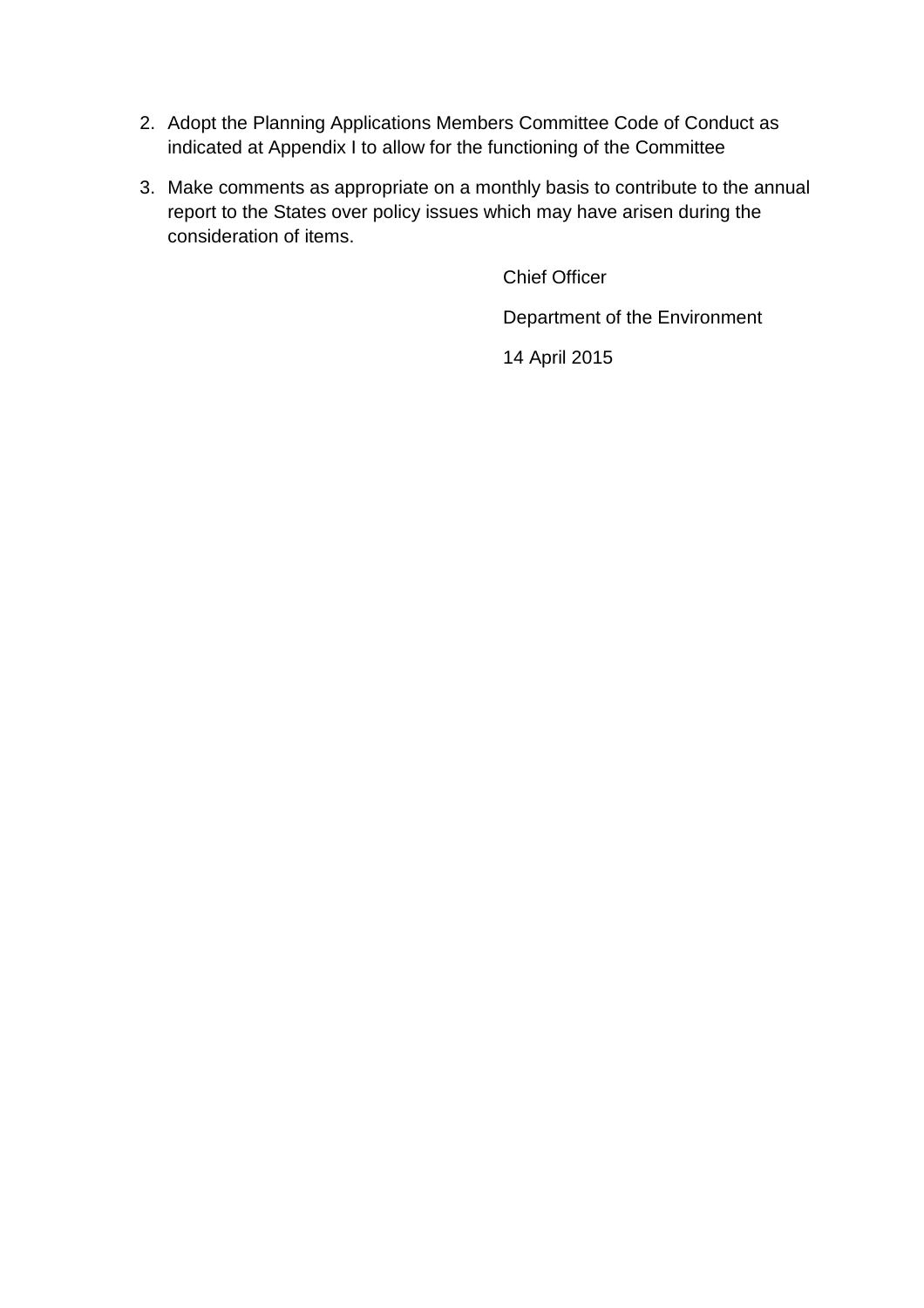2. Adopt the Planning Applications Members Committee Code of Conduct as indicated at Appendix I to allow for the functioning of the Committee

3. Make comments as appropriate on a monthly basis to contribute to the annual report to the States over policy issues which may have arisen during the consideration of items.

Chief Officer

Department of the Environment

14 April 2015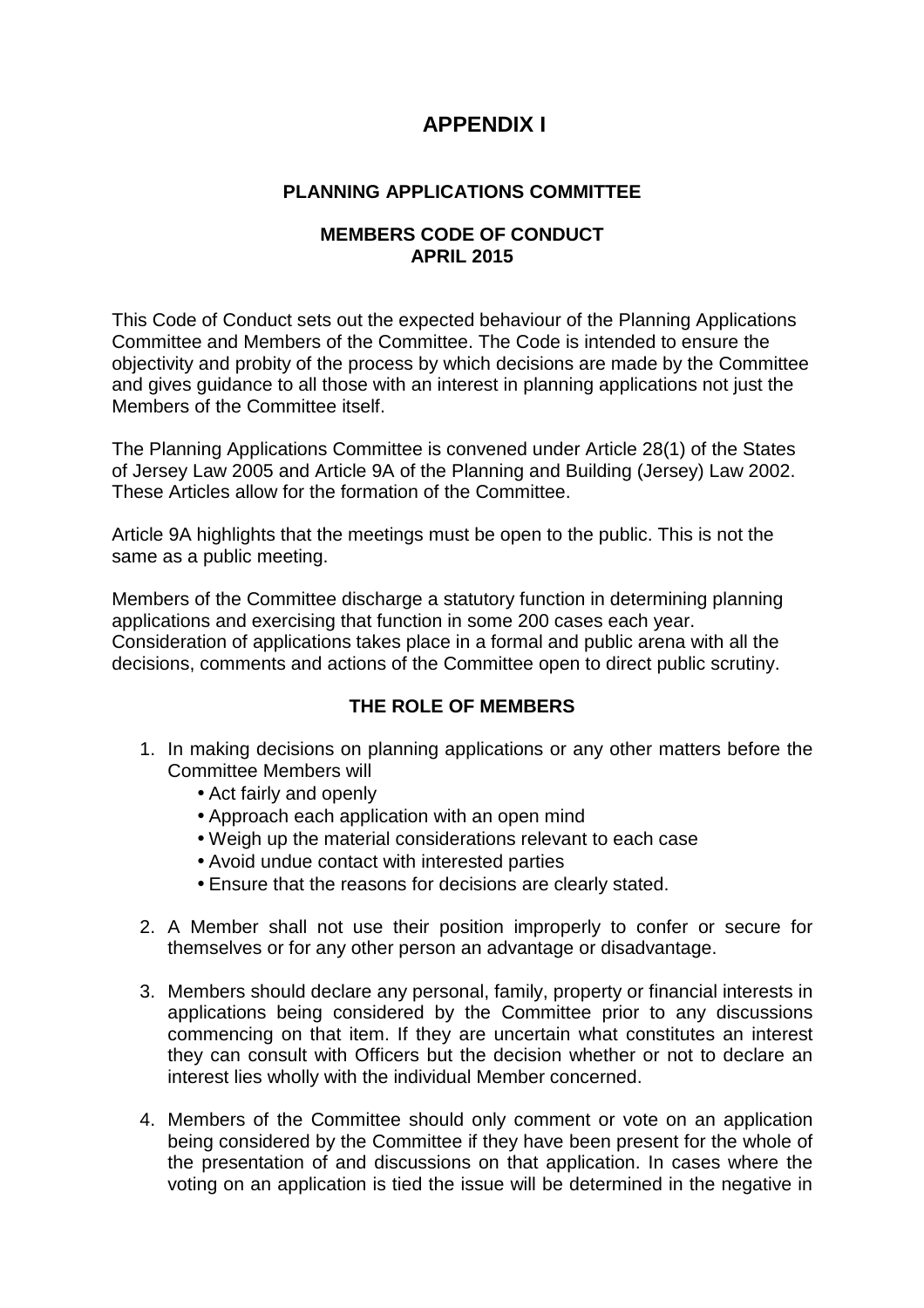# APPENDIX I

### PLANNING APPLICATIONS COMMITTEE

### MEMBERS CODE OF CONDUCT
### APRIL 2015

This Code of Conduct sets out the expected behaviour of the Planning Applications Committee and Members of the Committee. The Code is intended to ensure the objectivity and probity of the process by which decisions are made by the Committee and gives guidance to all those with an interest in planning applications not just the Members of the Committee itself.

The Planning Applications Committee is convened under Article 28(1) of the States of Jersey Law 2005 and Article 9A of the Planning and Building (Jersey) Law 2002. These Articles allow for the formation of the Committee.

Article 9A highlights that the meetings must be open to the public. This is not the same as a public meeting.

Members of the Committee discharge a statutory function in determining planning applications and exercising that function in some 200 cases each year. Consideration of applications takes place in a formal and public arena with all the decisions, comments and actions of the Committee open to direct public scrutiny.

### THE ROLE OF MEMBERS

1. In making decisions on planning applications or any other matters before the Committee Members will
   - Act fairly and openly
   - Approach each application with an open mind
   - Weigh up the material considerations relevant to each case
   - Avoid undue contact with interested parties
   - Ensure that the reasons for decisions are clearly stated.

2. A Member shall not use their position improperly to confer or secure for themselves or for any other person an advantage or disadvantage.

3. Members should declare any personal, family, property or financial interests in applications being considered by the Committee prior to any discussions commencing on that item. If they are uncertain what constitutes an interest they can consult with Officers but the decision whether or not to declare an interest lies wholly with the individual Member concerned.

4. Members of the Committee should only comment or vote on an application being considered by the Committee if they have been present for the whole of the presentation of and discussions on that application. In cases where the voting on an application is tied the issue will be determined in the negative in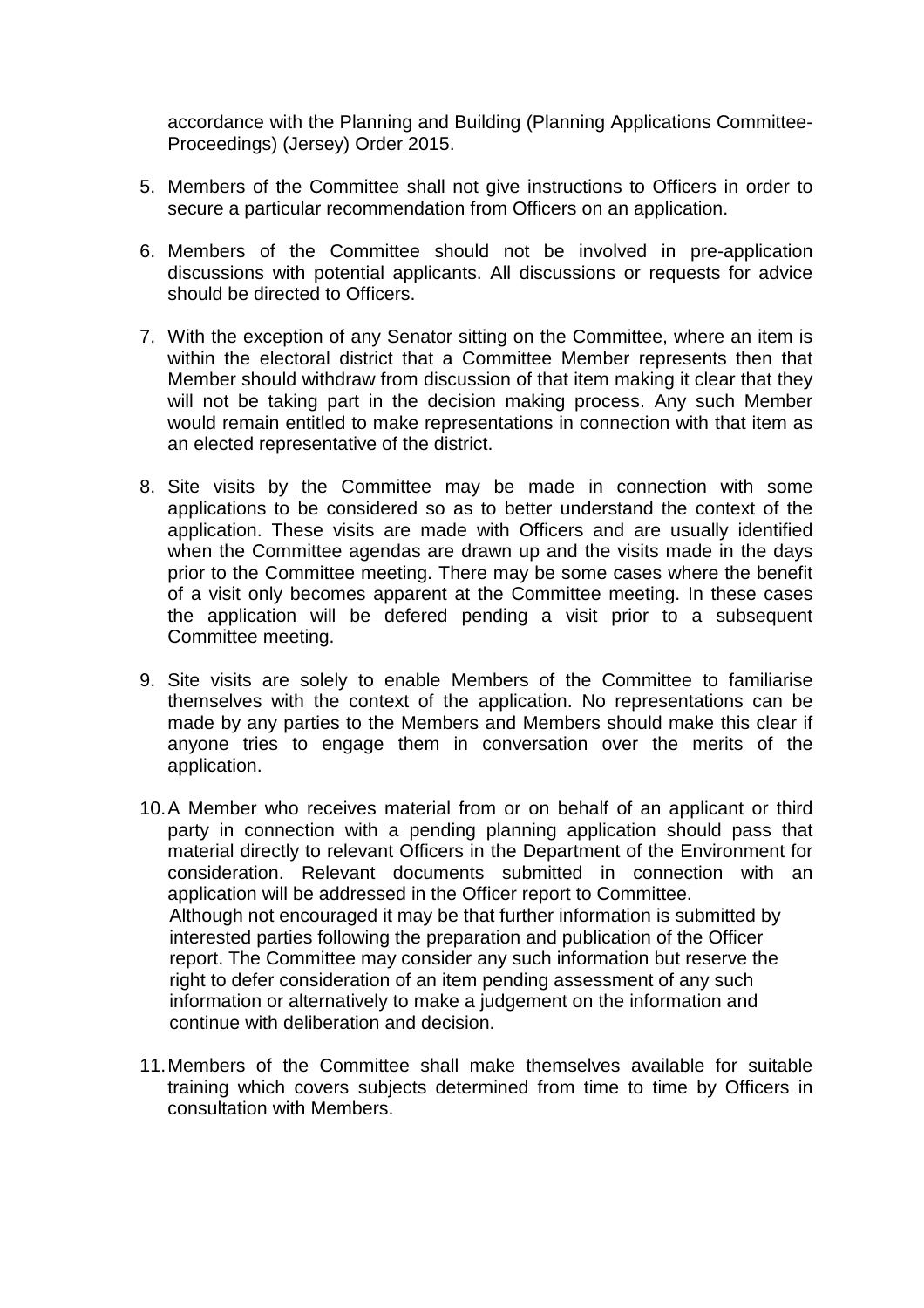accordance with the Planning and Building (Planning Applications Committee-Proceedings) (Jersey) Order 2015.

5. Members of the Committee shall not give instructions to Officers in order to secure a particular recommendation from Officers on an application.

6. Members of the Committee should not be involved in pre-application discussions with potential applicants. All discussions or requests for advice should be directed to Officers.

7. With the exception of any Senator sitting on the Committee, where an item is within the electoral district that a Committee Member represents then that Member should withdraw from discussion of that item making it clear that they will not be taking part in the decision making process. Any such Member would remain entitled to make representations in connection with that item as an elected representative of the district.

8. Site visits by the Committee may be made in connection with some applications to be considered so as to better understand the context of the application. These visits are made with Officers and are usually identified when the Committee agendas are drawn up and the visits made in the days prior to the Committee meeting. There may be some cases where the benefit of a visit only becomes apparent at the Committee meeting. In these cases the application will be defered pending a visit prior to a subsequent Committee meeting.

9. Site visits are solely to enable Members of the Committee to familiarise themselves with the context of the application. No representations can be made by any parties to the Members and Members should make this clear if anyone tries to engage them in conversation over the merits of the application.

10. A Member who receives material from or on behalf of an applicant or third party in connection with a pending planning application should pass that material directly to relevant Officers in the Department of the Environment for consideration. Relevant documents submitted in connection with an application will be addressed in the Officer report to Committee.
    Although not encouraged it may be that further information is submitted by interested parties following the preparation and publication of the Officer report. The Committee may consider any such information but reserve the right to defer consideration of an item pending assessment of any such information or alternatively to make a judgement on the information and continue with deliberation and decision.

11. Members of the Committee shall make themselves available for suitable training which covers subjects determined from time to time by Officers in consultation with Members.